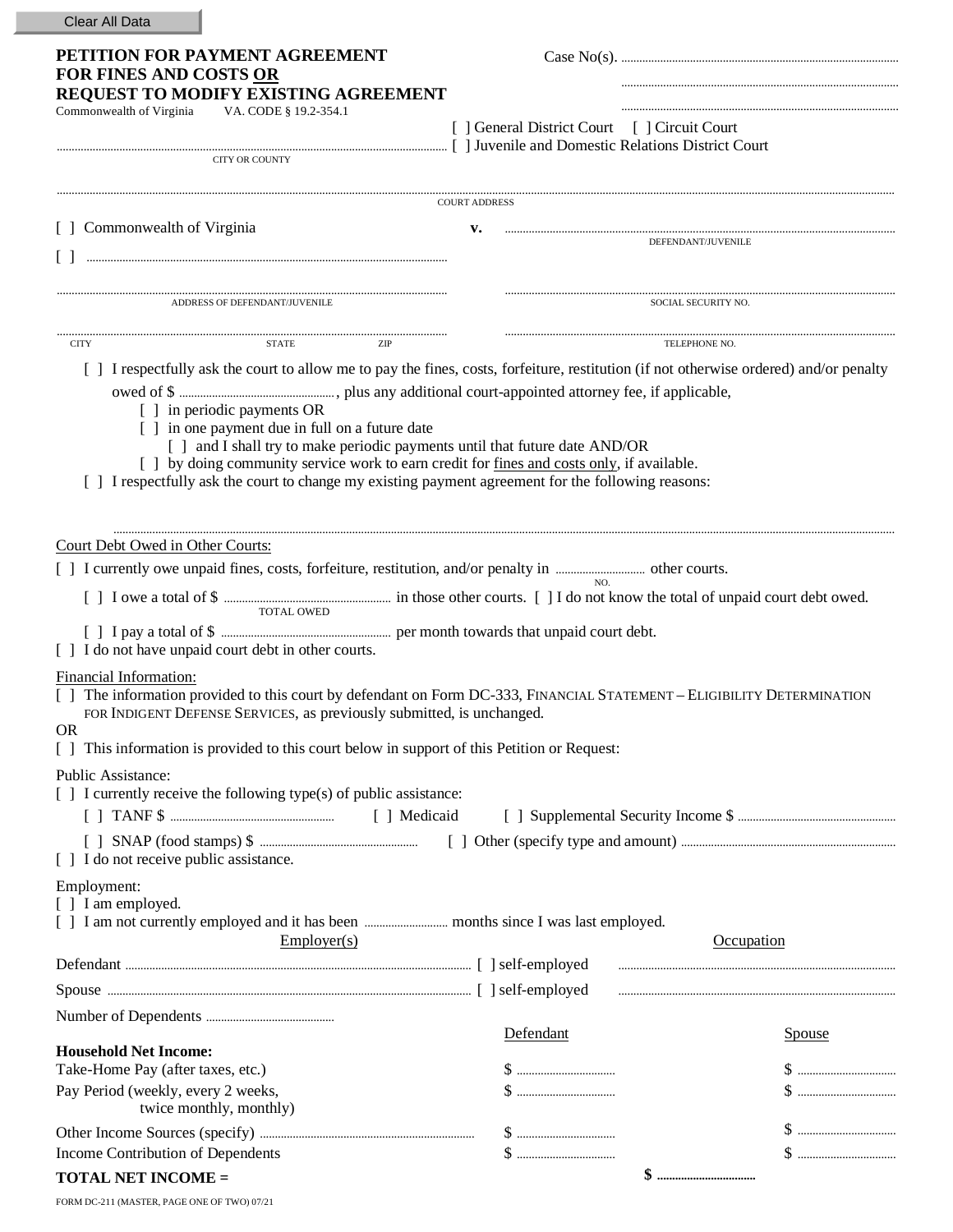Clear All Data

# PETITION FOR PAYMENT AGREEMENT FOR FINES AND COSTS OR REQUEST TO MODIFY EXISTING AGREEMENT

Commonwealth of Virginia VA. CODE § 19.2-354.1

Case No(s). ..............................................................................

..............................................................................

..............................................................................

[ ] General District Court [ ] Circuit Court

[ ] Juvenile and Domestic Relations District Court

.............................................................................................................
CITY OR COUNTY

.............................................................................................................
COURT ADDRESS

[ ] Commonwealth of Virginia **v.** .............................................................................................................
DEFENDANT/JUVENILE

[ ] .............................................................................................................

.............................................................................................................
ADDRESS OF DEFENDANT/JUVENILE

.............................................................................................................
SOCIAL SECURITY NO.

.............................................................................................................
CITY STATE ZIP

.............................................................................................................
TELEPHONE NO.

[ ] I respectfully ask the court to allow me to pay the fines, costs, forfeiture, restitution (if not otherwise ordered) and/or penalty owed of $ .................................., plus any additional court-appointed attorney fee, if applicable,

- [ ] in periodic payments OR
- [ ] in one payment due in full on a future date
  - [ ] and I shall try to make periodic payments until that future date AND/OR
- [ ] by doing community service work to earn credit for fines and costs only, if available.

[ ] I respectfully ask the court to change my existing payment agreement for the following reasons:

.............................................................................................................

Court Debt Owed in Other Courts:

[ ] I currently owe unpaid fines, costs, forfeiture, restitution, and/or penalty in ........................ (NO.) other courts.

[ ] I owe a total of $ .................................. (TOTAL OWED) in those other courts. [ ] I do not know the total of unpaid court debt owed.

[ ] I pay a total of $ .................................. per month towards that unpaid court debt.

[ ] I do not have unpaid court debt in other courts.

Financial Information:

[ ] The information provided to this court by defendant on Form DC-333, FINANCIAL STATEMENT – ELIGIBILITY DETERMINATION FOR INDIGENT DEFENSE SERVICES, as previously submitted, is unchanged.

OR

[ ] This information is provided to this court below in support of this Petition or Request:

Public Assistance:

[ ] I currently receive the following type(s) of public assistance:

[ ] TANF $ .................................. [ ] Medicaid [ ] Supplemental Security Income $ ..................................

[ ] SNAP (food stamps) $ .................................. [ ] Other (specify type and amount) ..................................

[ ] I do not receive public assistance.

Employment:

[ ] I am employed.

[ ] I am not currently employed and it has been ........................ months since I was last employed.

| | Employer(s) | | Occupation |
|---|---|---|---|
| Defendant | .................................................. | [ ] self-employed | .................................................. |
| Spouse | .................................................. | [ ] self-employed | .................................................. |

Number of Dependents ..................................

| **Household Net Income:** | Defendant | Spouse |
|---|---|---|
| Take-Home Pay (after taxes, etc.) | $ ........................ | $ ........................ |
| Pay Period (weekly, every 2 weeks, twice monthly, monthly) | $ ........................ | $ ........................ |
| Other Income Sources (specify) .................................. | $ ........................ | $ ........................ |
| Income Contribution of Dependents | $ ........................ | $ ........................ |

**TOTAL NET INCOME = $ ........................**

FORM DC-211 (MASTER, PAGE ONE OF TWO) 07/21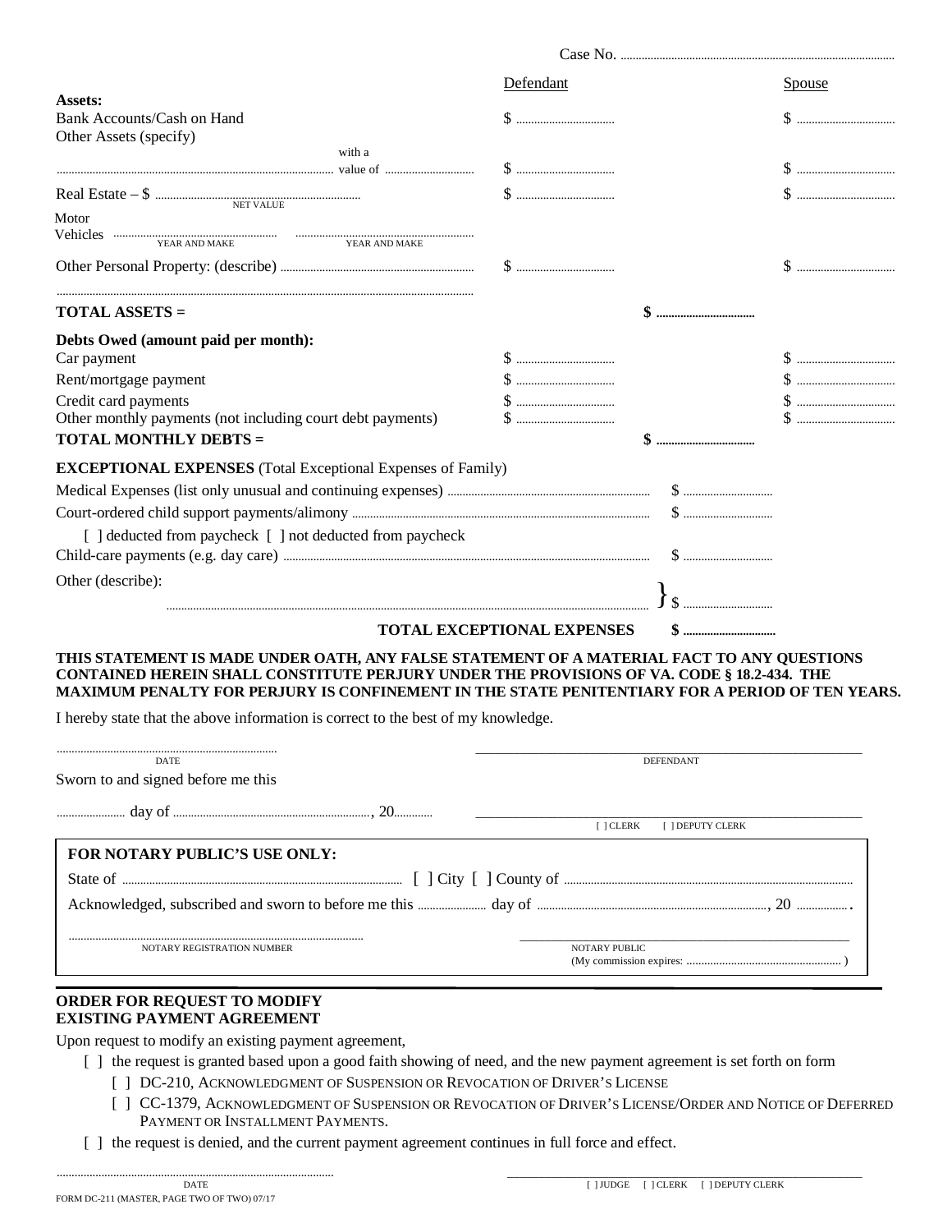Case No. ..........................................................................................

| | Defendant | | Spouse |
|---|---|---|---|
| **Assets:** | | | |
| Bank Accounts/Cash on Hand | $ ................................ | | $ ................................ |
| Other Assets (specify) ............................................................ with a value of ............................ | $ ................................ | | $ ................................ |
| Real Estate – $ .................................................... NET VALUE | $ ................................ | | $ ................................ |
| Motor Vehicles ........................................ YEAR AND MAKE ........................................ YEAR AND MAKE | | | |
| Other Personal Property: (describe) ................................................................ ............................................................................................................ | $ ................................ | | $ ................................ |
| **TOTAL ASSETS =** | | **$ ................................** | |
| **Debts Owed (amount paid per month):** | | | |
| Car payment | $ ................................ | | $ ................................ |
| Rent/mortgage payment | $ ................................ | | $ ................................ |
| Credit card payments | $ ................................ | | $ ................................ |
| Other monthly payments (not including court debt payments) | $ ................................ | | $ ................................ |
| **TOTAL MONTHLY DEBTS =** | | **$ ................................** | |

**EXCEPTIONAL EXPENSES** (Total Exceptional Expenses of Family)

| | |
|---|---|
| Medical Expenses (list only unusual and continuing expenses) ................................................................ | $ ............................ |
| Court-ordered child support payments/alimony ................................................................ | $ ............................ |
| [ ] deducted from paycheck [ ] not deducted from paycheck | |
| Child-care payments (e.g. day care) ................................................................ | $ ............................ |
| Other (describe): ................................................................................................ | $ ............................ |
| **TOTAL EXCEPTIONAL EXPENSES** | **$ ............................** |

**THIS STATEMENT IS MADE UNDER OATH, ANY FALSE STATEMENT OF A MATERIAL FACT TO ANY QUESTIONS CONTAINED HEREIN SHALL CONSTITUTE PERJURY UNDER THE PROVISIONS OF VA. CODE § 18.2-434. THE MAXIMUM PENALTY FOR PERJURY IS CONFINEMENT IN THE STATE PENITENTIARY FOR A PERIOD OF TEN YEARS.**

I hereby state that the above information is correct to the best of my knowledge.

.......................................................................... DATE

______________________________________________ DEFENDANT

Sworn to and signed before me this

...................... day of ................................................................, 20............

______________________________________________ [ ] CLERK [ ] DEPUTY CLERK

**FOR NOTARY PUBLIC'S USE ONLY:**

State of ............................................................................................ [ ] City [ ] County of ................................................................................................

Acknowledged, subscribed and sworn to before me this ...................... day of ............................................................................, 20 .................

.................................................................................................. NOTARY REGISTRATION NUMBER

______________________________________________ NOTARY PUBLIC (My commission expires: .................................................... )

**ORDER FOR REQUEST TO MODIFY EXISTING PAYMENT AGREEMENT**

Upon request to modify an existing payment agreement,

- [ ] the request is granted based upon a good faith showing of need, and the new payment agreement is set forth on form
  - [ ] DC-210, ACKNOWLEDGMENT OF SUSPENSION OR REVOCATION OF DRIVER'S LICENSE
  - [ ] CC-1379, ACKNOWLEDGMENT OF SUSPENSION OR REVOCATION OF DRIVER'S LICENSE/ORDER AND NOTICE OF DEFERRED PAYMENT OR INSTALLMENT PAYMENTS.
- [ ] the request is denied, and the current payment agreement continues in full force and effect.

.......................................................................................... DATE

______________________________________________ [ ] JUDGE [ ] CLERK [ ] DEPUTY CLERK

FORM DC-211 (MASTER, PAGE TWO OF TWO) 07/17